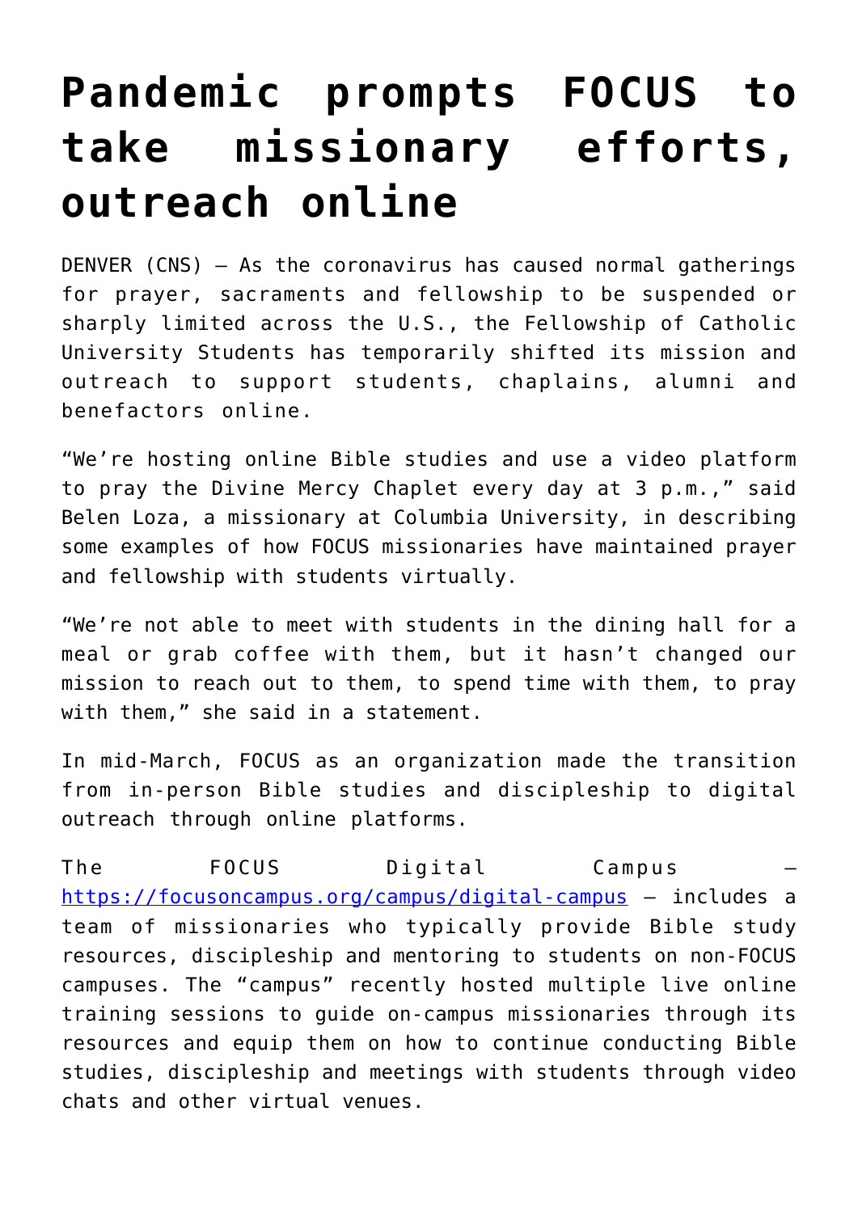# Pandemic prompts FOCUS to take missionary efforts, outreach online

DENVER (CNS) — As the coronavirus has caused normal gatherings for prayer, sacraments and fellowship to be suspended or sharply limited across the U.S., the Fellowship of Catholic University Students has temporarily shifted its mission and outreach to support students, chaplains, alumni and benefactors online.

"We're hosting online Bible studies and use a video platform to pray the Divine Mercy Chaplet every day at 3 p.m.," said Belen Loza, a missionary at Columbia University, in describing some examples of how FOCUS missionaries have maintained prayer and fellowship with students virtually.

"We're not able to meet with students in the dining hall for a meal or grab coffee with them, but it hasn't changed our mission to reach out to them, to spend time with them, to pray with them," she said in a statement.

In mid-March, FOCUS as an organization made the transition from in-person Bible studies and discipleship to digital outreach through online platforms.

The FOCUS Digital Campus — https://focusoncampus.org/campus/digital-campus — includes a team of missionaries who typically provide Bible study resources, discipleship and mentoring to students on non-FOCUS campuses. The "campus" recently hosted multiple live online training sessions to guide on-campus missionaries through its resources and equip them on how to continue conducting Bible studies, discipleship and meetings with students through video chats and other virtual venues.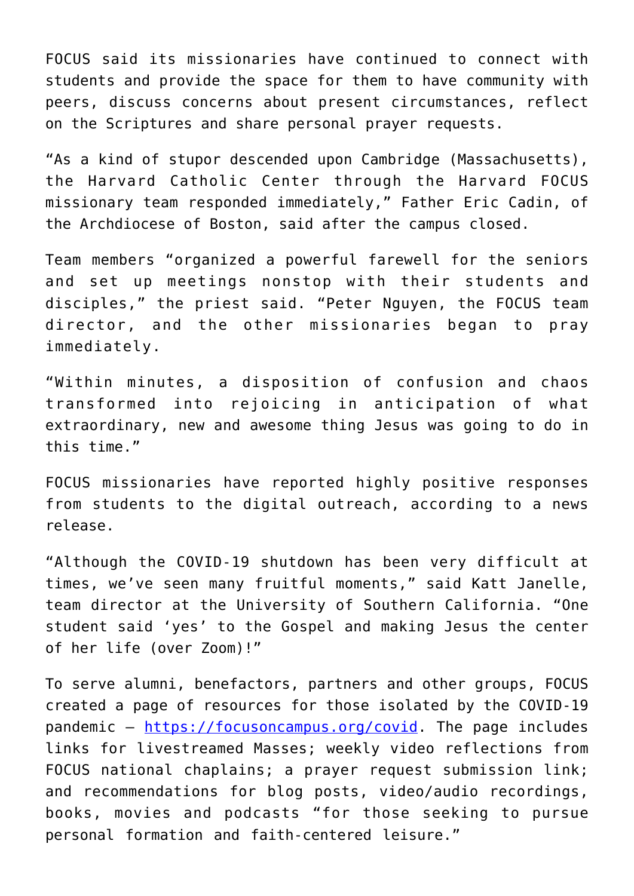FOCUS said its missionaries have continued to connect with students and provide the space for them to have community with peers, discuss concerns about present circumstances, reflect on the Scriptures and share personal prayer requests.

"As a kind of stupor descended upon Cambridge (Massachusetts), the Harvard Catholic Center through the Harvard FOCUS missionary team responded immediately," Father Eric Cadin, of the Archdiocese of Boston, said after the campus closed.

Team members "organized a powerful farewell for the seniors and set up meetings nonstop with their students and disciples," the priest said. "Peter Nguyen, the FOCUS team director, and the other missionaries began to pray immediately.

"Within minutes, a disposition of confusion and chaos transformed into rejoicing in anticipation of what extraordinary, new and awesome thing Jesus was going to do in this time."

FOCUS missionaries have reported highly positive responses from students to the digital outreach, according to a news release.

"Although the COVID-19 shutdown has been very difficult at times, we've seen many fruitful moments," said Katt Janelle, team director at the University of Southern California. "One student said 'yes' to the Gospel and making Jesus the center of her life (over Zoom)!"

To serve alumni, benefactors, partners and other groups, FOCUS created a page of resources for those isolated by the COVID-19 pandemic – [https://focusoncampus.org/covid](https://focusoncampus.org/covid). The page includes links for livestreamed Masses; weekly video reflections from FOCUS national chaplains; a prayer request submission link; and recommendations for blog posts, video/audio recordings, books, movies and podcasts "for those seeking to pursue personal formation and faith-centered leisure."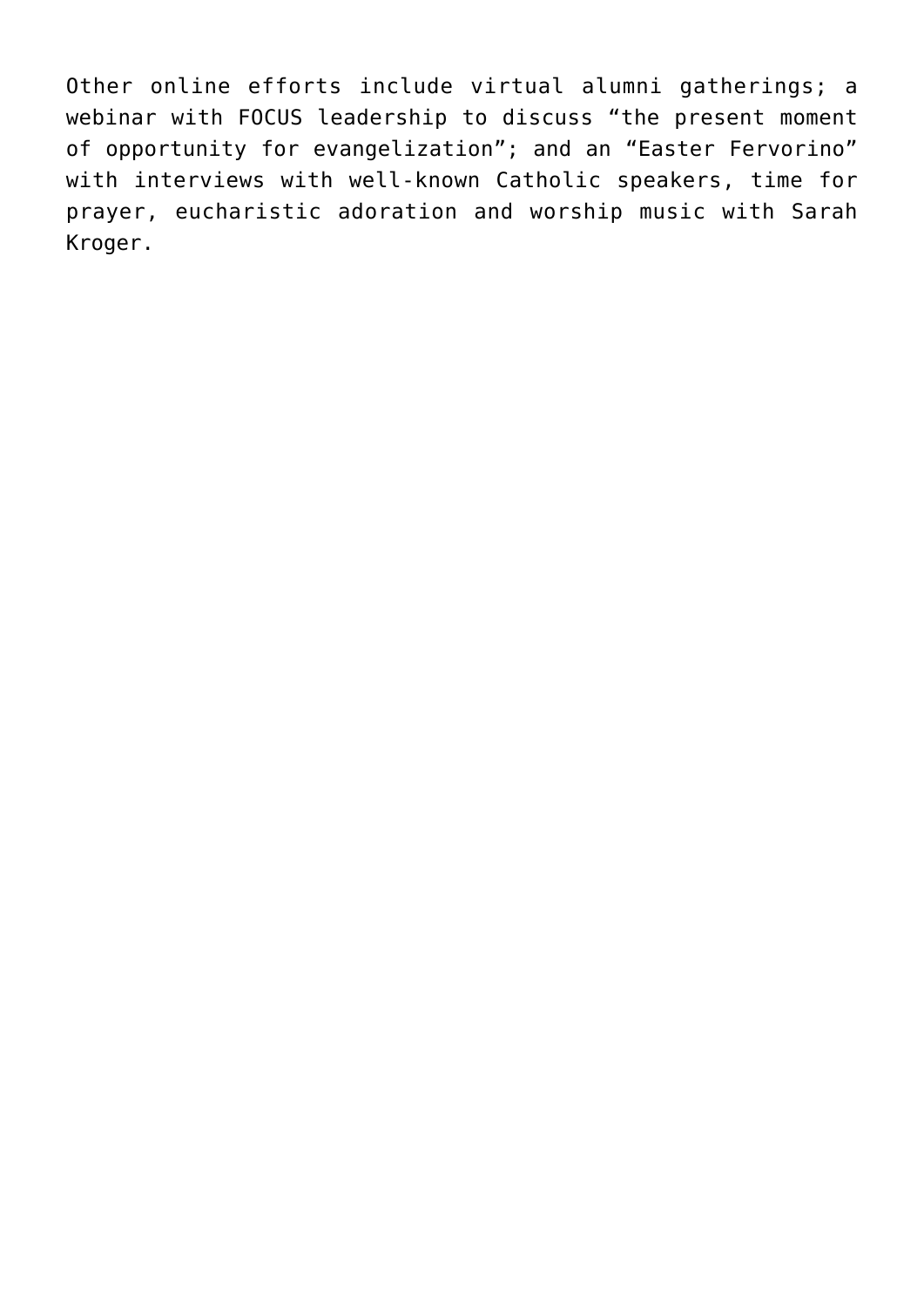Other online efforts include virtual alumni gatherings; a webinar with FOCUS leadership to discuss "the present moment of opportunity for evangelization"; and an "Easter Fervorino" with interviews with well-known Catholic speakers, time for prayer, eucharistic adoration and worship music with Sarah Kroger.